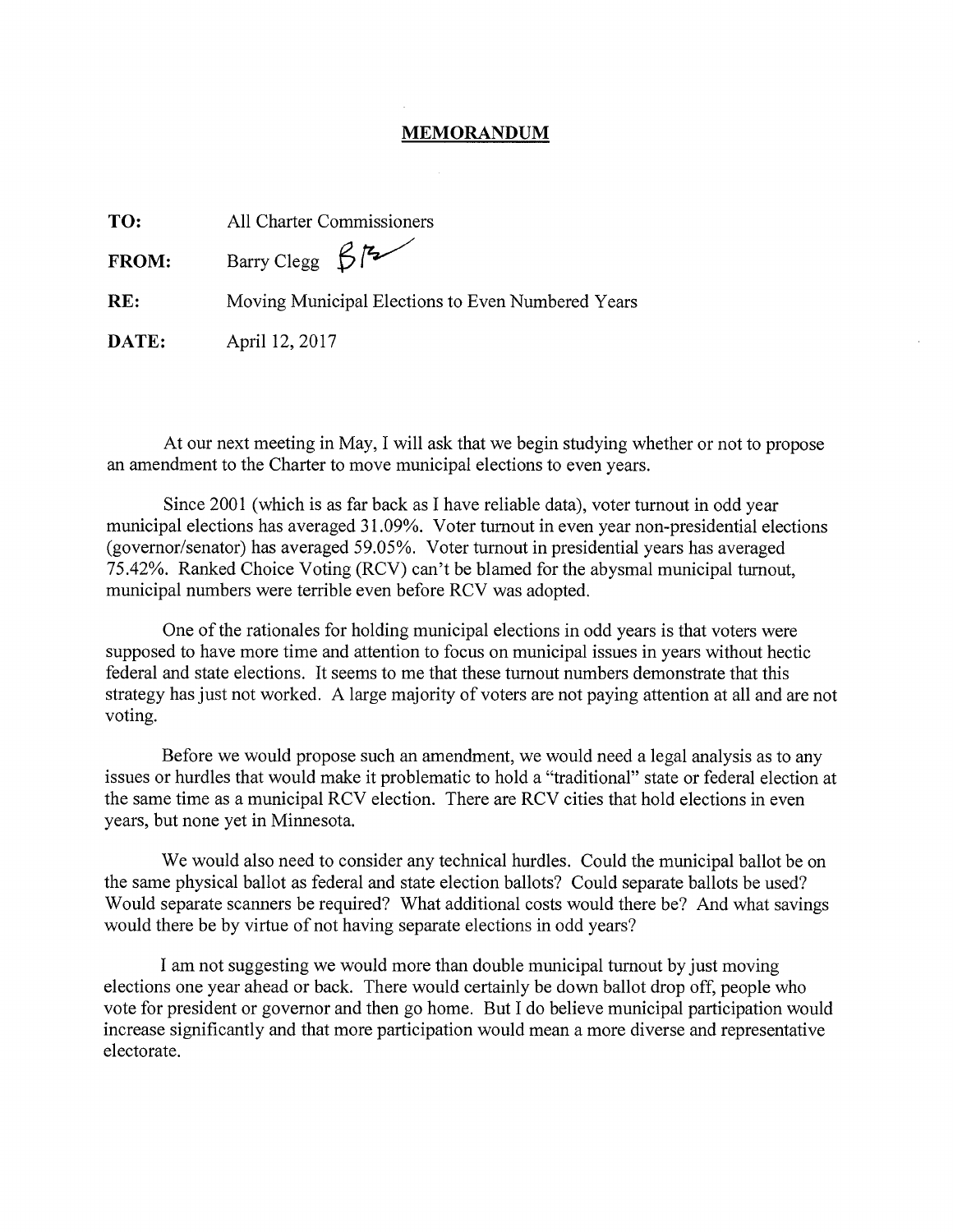## MEMORANDUM

**TO:** All Charter Commissioners

**FROM:** Barry Clegg

**RE:** Moving Municipal Elections to Even Numbered Years

**DATE:** April 12, 2017

At our next meeting in May, I will ask that we begin studying whether or not to propose an amendment to the Charter to move municipal elections to even years.

Since 2001 (which is as far back as I have reliable data), voter turnout in odd year municipal elections has averaged 31.09%. Voter turnout in even year non-presidential elections (governor/senator) has averaged 59.05%. Voter turnout in presidential years has averaged 75.42%. Ranked Choice Voting (RCV) can't be blamed for the abysmal municipal turnout, municipal numbers were terrible even before RCV was adopted.

One of the rationales for holding municipal elections in odd years is that voters were supposed to have more time and attention to focus on municipal issues in years without hectic federal and state elections. It seems to me that these turnout numbers demonstrate that this strategy has just not worked. A large majority of voters are not paying attention at all and are not voting.

Before we would propose such an amendment, we would need a legal analysis as to any issues or hurdles that would make it problematic to hold a "traditional" state or federal election at the same time as a municipal RCV election. There are RCV cities that hold elections in even years, but none yet in Minnesota.

We would also need to consider any technical hurdles. Could the municipal ballot be on the same physical ballot as federal and state election ballots? Could separate ballots be used? Would separate scanners be required? What additional costs would there be? And what savings would there be by virtue of not having separate elections in odd years?

I am not suggesting we would more than double municipal turnout by just moving elections one year ahead or back. There would certainly be down ballot drop off, people who vote for president or governor and then go home. But I do believe municipal participation would increase significantly and that more participation would mean a more diverse and representative electorate.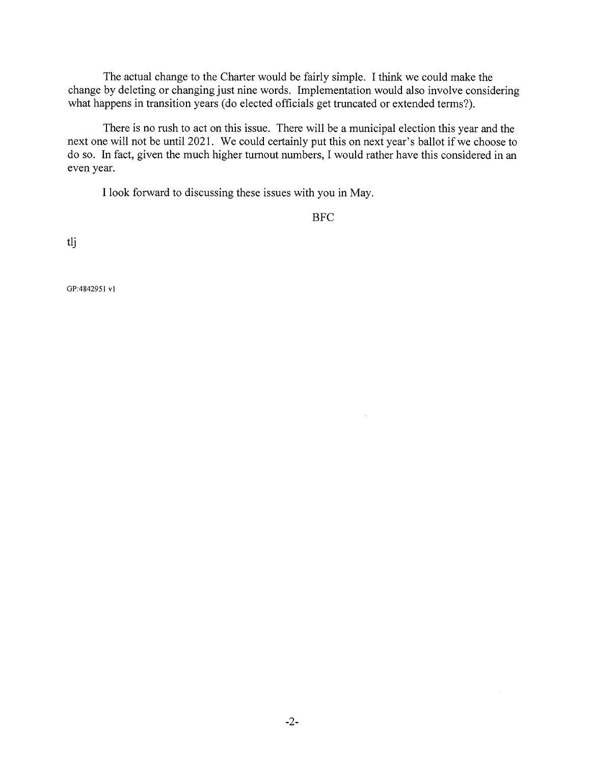The actual change to the Charter would be fairly simple. I think we could make the change by deleting or changing just nine words. Implementation would also involve considering what happens in transition years (do elected officials get truncated or extended terms?).

There is no rush to act on this issue. There will be a municipal election this year and the next one will not be until 2021. We could certainly put this on next year's ballot if we choose to do so. In fact, given the much higher turnout numbers, I would rather have this considered in an even year.

I look forward to discussing these issues with you in May.

BFC

tlj

GP:4842951 v1